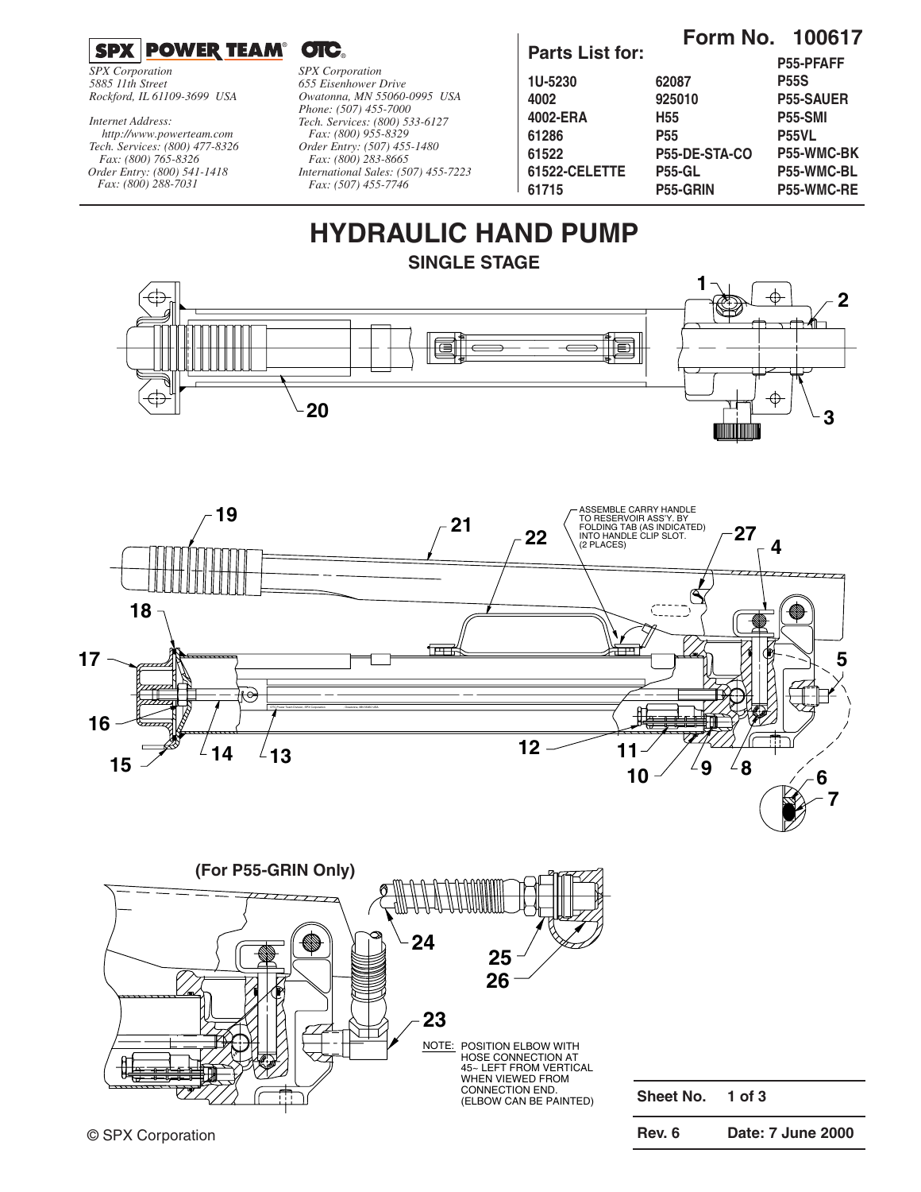**SPX | POWER TEAM**® **OTC**®

*SPX Corporation*
*5885 11th Street*
*Rockford, IL 61109-3699 USA*

*Internet Address:*
*http://www.powerteam.com*
*Tech. Services: (800) 477-8326*
*Fax: (800) 765-8326*
*Order Entry: (800) 541-1418*
*Fax: (800) 288-7031*

*SPX Corporation*
*655 Eisenhower Drive*
*Owatonna, MN 55060-0995 USA*
*Phone: (507) 455-7000*
*Tech. Services: (800) 533-6127*
*Fax: (800) 955-8329*
*Order Entry: (507) 455-1480*
*Fax: (800) 283-8665*
*International Sales: (507) 455-7223*
*Fax: (507) 455-7746*

**Form No. 100617**

**Parts List for:**

| | | |
|---|---|---|
| | | **P55-PFAFF** |
| **1U-5230** | **62087** | **P55S** |
| **4002** | **925010** | **P55-SAUER** |
| **4002-ERA** | **H55** | **P55-SMI** |
| **61286** | **P55** | **P55VL** |
| **61522** | **P55-DE-STA-CO** | **P55-WMC-BK** |
| **61522-CELETTE** | **P55-GL** | **P55-WMC-BL** |
| **61715** | **P55-GRIN** | **P55-WMC-RE** |

# HYDRAULIC HAND PUMP

## SINGLE STAGE

1, 2, 3, 20

19, 21, 22, 27, 4, 5, 18, 17, 16, 15, 14, 13, 12, 11, 10, 9, 8, 6, 7

ASSEMBLE CARRY HANDLE TO RESERVOIR ASS'Y. BY FOLDING TAB (AS INDICATED) INTO HANDLE CLIP SLOT. (2 PLACES)

**(For P55-GRIN Only)**

24, 25, 26, 23

NOTE: POSITION ELBOW WITH HOSE CONNECTION AT 45~ LEFT FROM VERTICAL WHEN VIEWED FROM CONNECTION END. (ELBOW CAN BE PAINTED)

| | |
|---|---|
| **Sheet No.** | **1 of 3** |
| **Rev. 6** | **Date: 7 June 2000** |

© SPX Corporation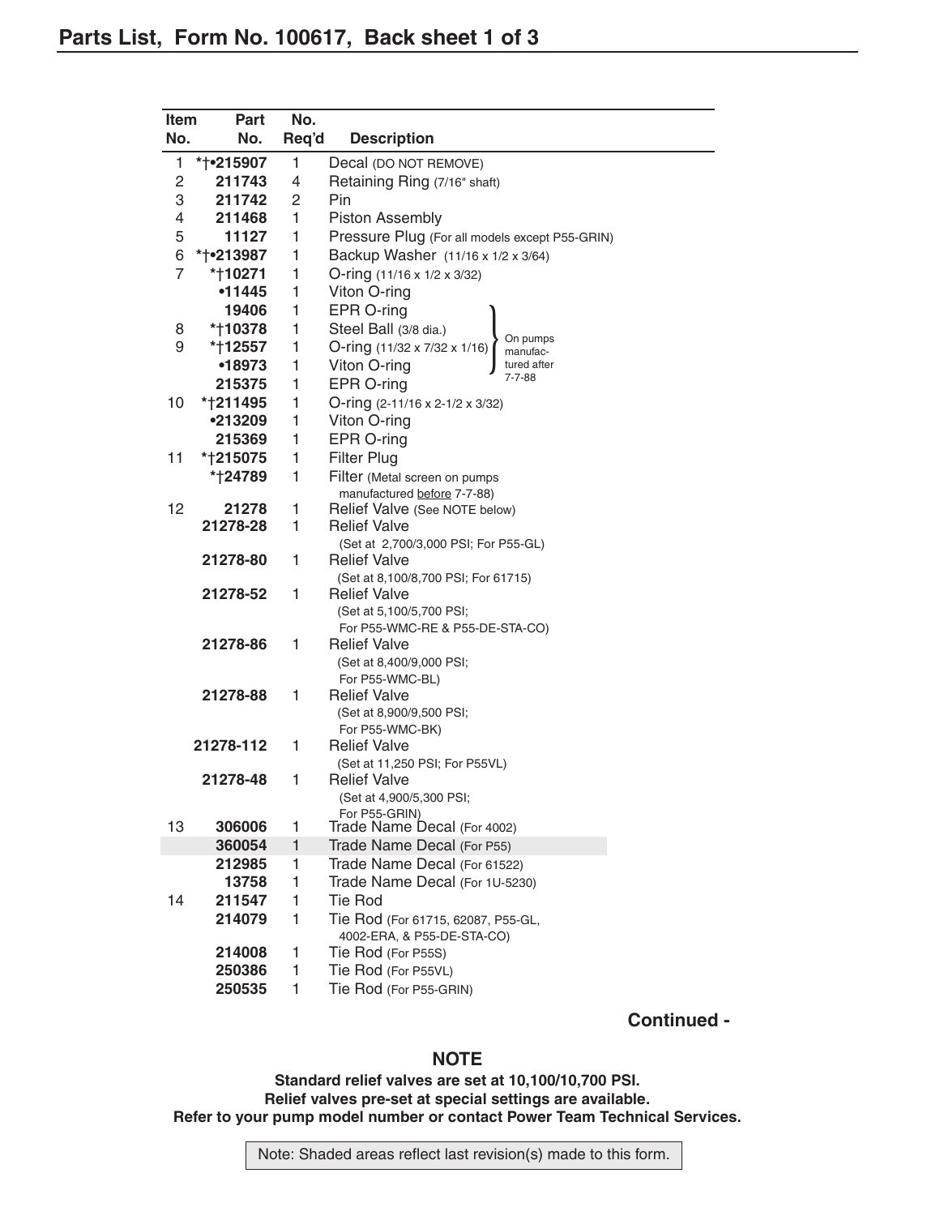## Parts List, Form No. 100617, Back sheet 1 of 3

| Item No. | Part No. | No. Req'd | Description |
|---|---|---|---|
| 1 | *†•215907 | 1 | Decal (DO NOT REMOVE) |
| 2 | 211743 | 4 | Retaining Ring (7/16" shaft) |
| 3 | 211742 | 2 | Pin |
| 4 | 211468 | 1 | Piston Assembly |
| 5 | 11127 | 1 | Pressure Plug (For all models except P55-GRIN) |
| 6 | *†•213987 | 1 | Backup Washer (11/16 x 1/2 x 3/64) |
| 7 | *†10271 | 1 | O-ring (11/16 x 1/2 x 3/32) |
| | •11445 | 1 | Viton O-ring |
| | 19406 | 1 | EPR O-ring (On pumps manufactured after 7-7-88) |
| 8 | *†10378 | 1 | Steel Ball (3/8 dia.) (On pumps manufactured after 7-7-88) |
| 9 | *†12557 | 1 | O-ring (11/32 x 7/32 x 1/16) (On pumps manufactured after 7-7-88) |
| | •18973 | 1 | Viton O-ring (On pumps manufactured after 7-7-88) |
| | 215375 | 1 | EPR O-ring |
| 10 | *†211495 | 1 | O-ring (2-11/16 x 2-1/2 x 3/32) |
| | •213209 | 1 | Viton O-ring |
| | 215369 | 1 | EPR O-ring |
| 11 | *†215075 | 1 | Filter Plug |
| | *†24789 | 1 | Filter (Metal screen on pumps manufactured before 7-7-88) |
| 12 | 21278 | 1 | Relief Valve (See NOTE below) |
| | 21278-28 | 1 | Relief Valve (Set at 2,700/3,000 PSI; For P55-GL) |
| | 21278-80 | 1 | Relief Valve (Set at 8,100/8,700 PSI; For 61715) |
| | 21278-52 | 1 | Relief Valve (Set at 5,100/5,700 PSI; For P55-WMC-RE & P55-DE-STA-CO) |
| | 21278-86 | 1 | Relief Valve (Set at 8,400/9,000 PSI; For P55-WMC-BL) |
| | 21278-88 | 1 | Relief Valve (Set at 8,900/9,500 PSI; For P55-WMC-BK) |
| | 21278-112 | 1 | Relief Valve (Set at 11,250 PSI; For P55VL) |
| | 21278-48 | 1 | Relief Valve (Set at 4,900/5,300 PSI; For P55-GRIN) |
| 13 | 306006 | 1 | Trade Name Decal (For 4002) |
| | 360054 | 1 | Trade Name Decal (For P55) |
| | 212985 | 1 | Trade Name Decal (For 61522) |
| | 13758 | 1 | Trade Name Decal (For 1U-5230) |
| 14 | 211547 | 1 | Tie Rod |
| | 214079 | 1 | Tie Rod (For 61715, 62087, P55-GL, 4002-ERA, & P55-DE-STA-CO) |
| | 214008 | 1 | Tie Rod (For P55S) |
| | 250386 | 1 | Tie Rod (For P55VL) |
| | 250535 | 1 | Tie Rod (For P55-GRIN) |

**Continued -**

**NOTE**

**Standard relief valves are set at 10,100/10,700 PSI.**
**Relief valves pre-set at special settings are available.**
**Refer to your pump model number or contact Power Team Technical Services.**

Note: Shaded areas reflect last revision(s) made to this form.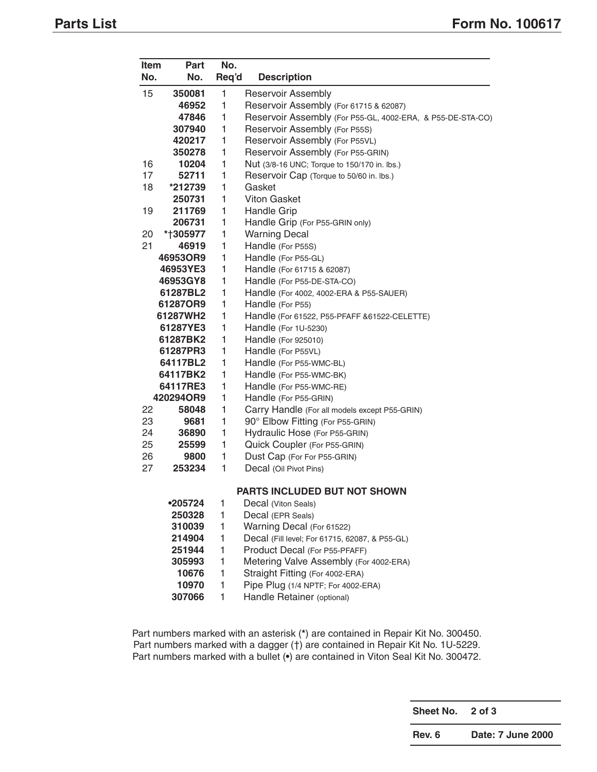# Parts List

## Form No. 100617

| Item No. | Part No. | No. Req'd | Description |
|---|---|---|---|
| 15 | 350081 | 1 | Reservoir Assembly |
| | 46952 | 1 | Reservoir Assembly (For 61715 & 62087) |
| | 47846 | 1 | Reservoir Assembly (For P55-GL, 4002-ERA, & P55-DE-STA-CO) |
| | 307940 | 1 | Reservoir Assembly (For P55S) |
| | 420217 | 1 | Reservoir Assembly (For P55VL) |
| | 350278 | 1 | Reservoir Assembly (For P55-GRIN) |
| 16 | 10204 | 1 | Nut (3/8-16 UNC; Torque to 150/170 in. lbs.) |
| 17 | 52711 | 1 | Reservoir Cap (Torque to 50/60 in. lbs.) |
| 18 | *212739 | 1 | Gasket |
| | 250731 | 1 | Viton Gasket |
| 19 | 211769 | 1 | Handle Grip |
| | 206731 | 1 | Handle Grip (For P55-GRIN only) |
| 20 | *†305977 | 1 | Warning Decal |
| 21 | 46919 | 1 | Handle (For P55S) |
| | 46953OR9 | 1 | Handle (For P55-GL) |
| | 46953YE3 | 1 | Handle (For 61715 & 62087) |
| | 46953GY8 | 1 | Handle (For P55-DE-STA-CO) |
| | 61287BL2 | 1 | Handle (For 4002, 4002-ERA & P55-SAUER) |
| | 61287OR9 | 1 | Handle (For P55) |
| | 61287WH2 | 1 | Handle (For 61522, P55-PFAFF &61522-CELETTE) |
| | 61287YE3 | 1 | Handle (For 1U-5230) |
| | 61287BK2 | 1 | Handle (For 925010) |
| | 61287PR3 | 1 | Handle (For P55VL) |
| | 64117BL2 | 1 | Handle (For P55-WMC-BL) |
| | 64117BK2 | 1 | Handle (For P55-WMC-BK) |
| | 64117RE3 | 1 | Handle (For P55-WMC-RE) |
| | 420294OR9 | 1 | Handle (For P55-GRIN) |
| 22 | 58048 | 1 | Carry Handle (For all models except P55-GRIN) |
| 23 | 9681 | 1 | 90° Elbow Fitting (For P55-GRIN) |
| 24 | 36890 | 1 | Hydraulic Hose (For P55-GRIN) |
| 25 | 25599 | 1 | Quick Coupler (For P55-GRIN) |
| 26 | 9800 | 1 | Dust Cap (For For P55-GRIN) |
| 27 | 253234 | 1 | Decal (Oil Pivot Pins) |
| | | | **PARTS INCLUDED BUT NOT SHOWN** |
| | •205724 | 1 | Decal (Viton Seals) |
| | 250328 | 1 | Decal (EPR Seals) |
| | 310039 | 1 | Warning Decal (For 61522) |
| | 214904 | 1 | Decal (Fill level; For 61715, 62087, & P55-GL) |
| | 251944 | 1 | Product Decal (For P55-PFAFF) |
| | 305993 | 1 | Metering Valve Assembly (For 4002-ERA) |
| | 10676 | 1 | Straight Fitting (For 4002-ERA) |
| | 10970 | 1 | Pipe Plug (1/4 NPTF; For 4002-ERA) |
| | 307066 | 1 | Handle Retainer (optional) |

Part numbers marked with an asterisk (*) are contained in Repair Kit No. 300450.
Part numbers marked with a dagger (†) are contained in Repair Kit No. 1U-5229.
Part numbers marked with a bullet (•) are contained in Viton Seal Kit No. 300472.

| Sheet No. | 2 of 3 |
|---|---|
| Rev. 6 | Date: 7 June 2000 |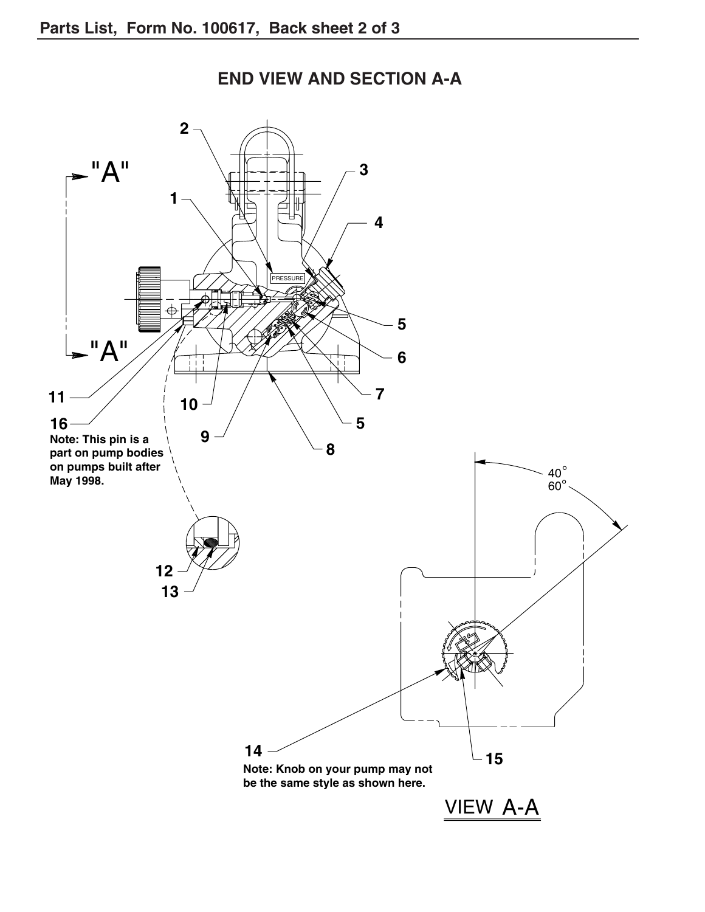## END VIEW AND SECTION A-A

"A"

"A"

2

1

3

4

PRESSURE

5

6

7

5

8

9

10

11

16

**Note: This pin is a part on pump bodies on pumps built after May 1998.**

12

13

40°
60°

14

**Note: Knob on your pump may not be the same style as shown here.**

15

VIEW A-A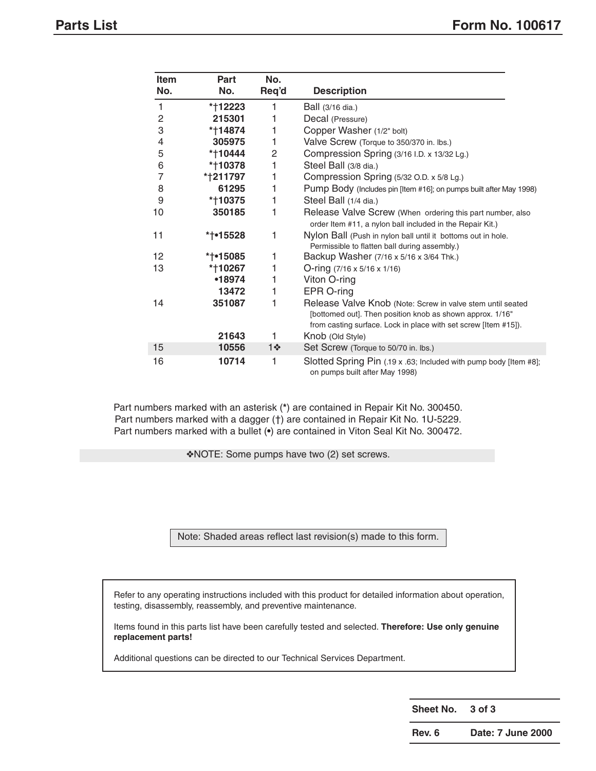## Parts List

| Item No. | Part No. | No. Req'd | Description |
|---|---|---|---|
| 1 | *†12223 | 1 | Ball (3/16 dia.) |
| 2 | 215301 | 1 | Decal (Pressure) |
| 3 | *†14874 | 1 | Copper Washer (1/2" bolt) |
| 4 | 305975 | 1 | Valve Screw (Torque to 350/370 in. lbs.) |
| 5 | *†10444 | 2 | Compression Spring (3/16 I.D. x 13/32 Lg.) |
| 6 | *†10378 | 1 | Steel Ball (3/8 dia.) |
| 7 | *†211797 | 1 | Compression Spring (5/32 O.D. x 5/8 Lg.) |
| 8 | 61295 | 1 | Pump Body (Includes pin [Item #16]; on pumps built after May 1998) |
| 9 | *†10375 | 1 | Steel Ball (1/4 dia.) |
| 10 | 350185 | 1 | Release Valve Screw (When ordering this part number, also order Item #11, a nylon ball included in the Repair Kit.) |
| 11 | *†•15528 | 1 | Nylon Ball (Push in nylon ball until it bottoms out in hole. Permissible to flatten ball during assembly.) |
| 12 | *†•15085 | 1 | Backup Washer (7/16 x 5/16 x 3/64 Thk.) |
| 13 | *†10267 | 1 | O-ring (7/16 x 5/16 x 1/16) |
| | •18974 | 1 | Viton O-ring |
| | 13472 | 1 | EPR O-ring |
| 14 | 351087 | 1 | Release Valve Knob (Note: Screw in valve stem until seated [bottomed out]. Then position knob as shown approx. 1/16" from casting surface. Lock in place with set screw [Item #15]). |
| | 21643 | 1 | Knob (Old Style) |
| 15 | 10556 | 1❖ | Set Screw (Torque to 50/70 in. lbs.) |
| 16 | 10714 | 1 | Slotted Spring Pin (.19 x .63; Included with pump body [Item #8]; on pumps built after May 1998) |

Part numbers marked with an asterisk (*) are contained in Repair Kit No. 300450.
Part numbers marked with a dagger (†) are contained in Repair Kit No. 1U-5229.
Part numbers marked with a bullet (•) are contained in Viton Seal Kit No. 300472.

❖NOTE: Some pumps have two (2) set screws.

Note: Shaded areas reflect last revision(s) made to this form.

Refer to any operating instructions included with this product for detailed information about operation, testing, disassembly, reassembly, and preventive maintenance.

Items found in this parts list have been carefully tested and selected. **Therefore: Use only genuine replacement parts!**

Additional questions can be directed to our Technical Services Department.

| | |
|---|---|
| **Sheet No.** | **3 of 3** |
| **Rev. 6** | **Date: 7 June 2000** |